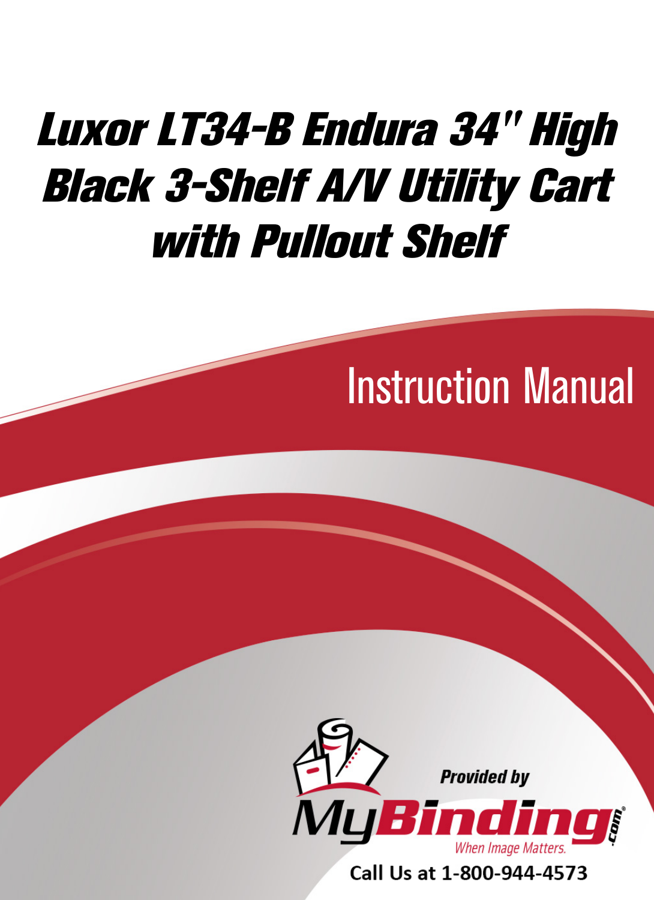# Luxor LT34-B Endura 34" High Black 3-Shelf A/V Utility Cart with Pullout Shelf

## Instruction Manual

Provided by

MyBinding.com

When Image Matters.

Call Us at 1-800-944-4573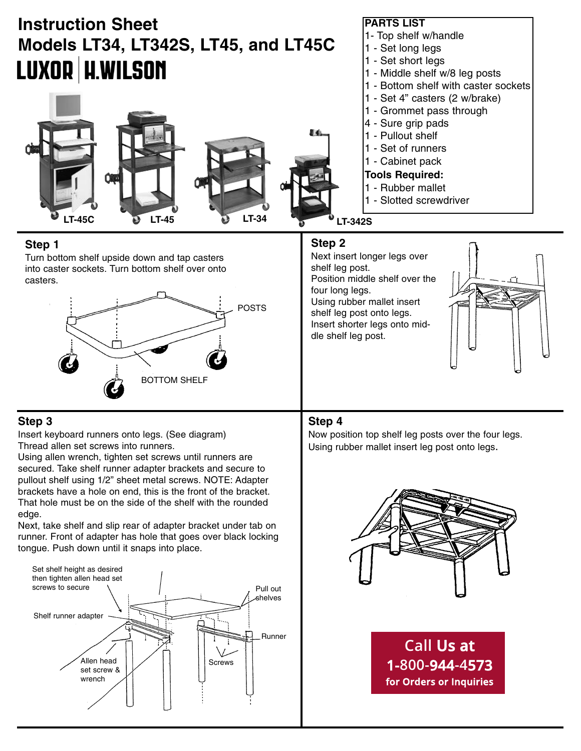# Instruction Sheet
# Models LT34, LT342S, LT45, and LT45C

LUXOR | H.WILSON

LT-45C
LT-45
LT-34
LT-342S

**PARTS LIST**

1- Top shelf w/handle
1 - Set long legs
1 - Set short legs
1 - Middle shelf w/8 leg posts
1 - Bottom shelf with caster sockets
1 - Set 4" casters (2 w/brake)
1 - Grommet pass through
4 - Sure grip pads
1 - Pullout shelf
1 - Set of runners
1 - Cabinet pack

**Tools Required:**

1 - Rubber mallet
1 - Slotted screwdriver

## Step 1

Turn bottom shelf upside down and tap casters into caster sockets. Turn bottom shelf over onto casters.

POSTS

BOTTOM SHELF

## Step 2

Next insert longer legs over shelf leg post.
Position middle shelf over the four long legs.
Using rubber mallet insert shelf leg post onto legs.
Insert shorter legs onto middle shelf leg post.

## Step 3

Insert keyboard runners onto legs. (See diagram)
Thread allen set screws into runners.
Using allen wrench, tighten set screws until runners are secured. Take shelf runner adapter brackets and secure to pullout shelf using 1/2" sheet metal screws. NOTE: Adapter brackets have a hole on end, this is the front of the bracket. That hole must be on the side of the shelf with the rounded edge.
Next, take shelf and slip rear of adapter bracket under tab on runner. Front of adapter has hole that goes over black locking tongue. Push down until it snaps into place.

Set shelf height as desired then tighten allen head set screws to secure

Shelf runner adapter

Allen head set screw & wrench

Pull out shelves

Runner

Screws

## Step 4

Now position top shelf leg posts over the four legs.
Using rubber mallet insert leg post onto legs.

**Call Us at 1-800-944-4573 for Orders or Inquiries**